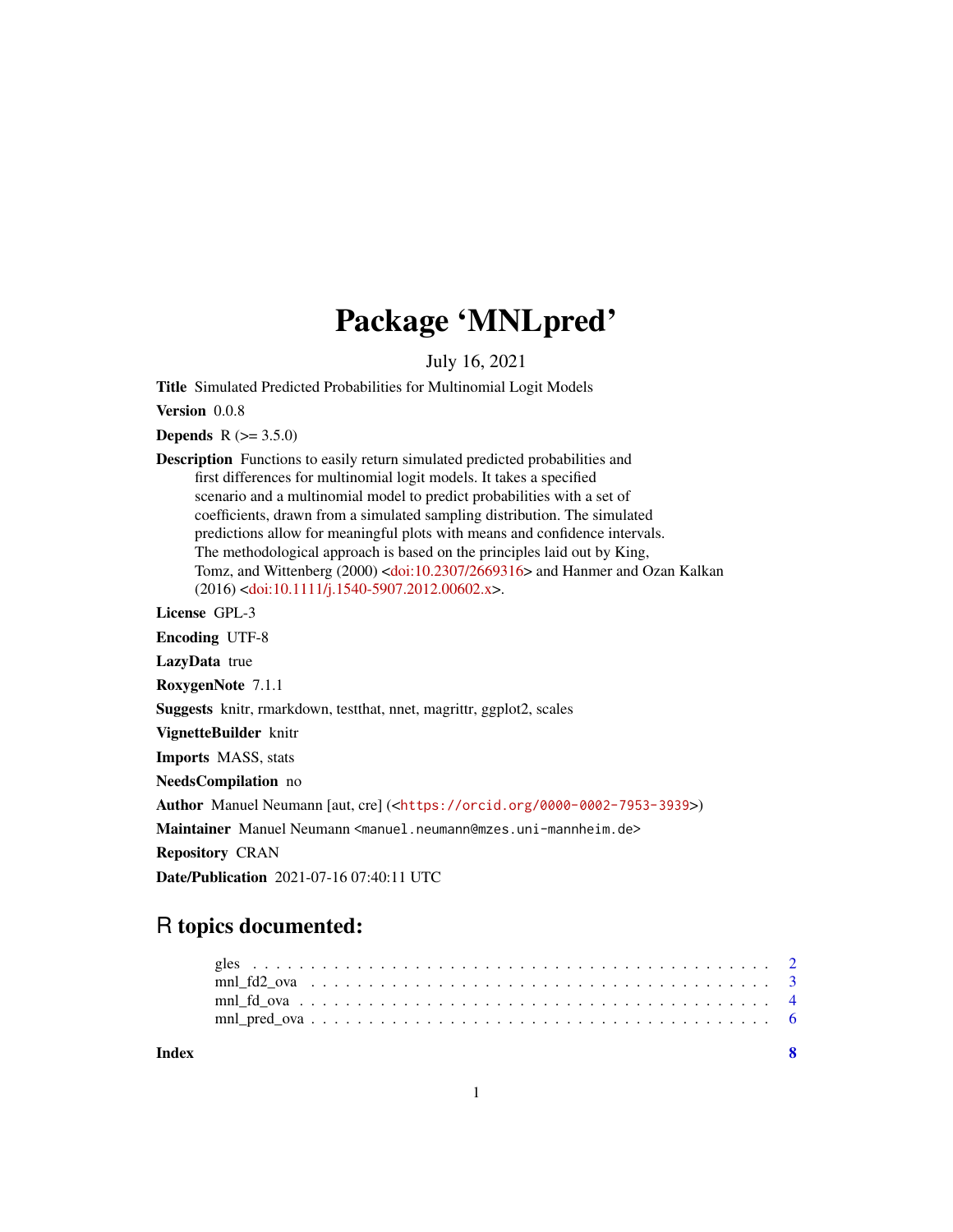# Package ‘MNLpred’

July 16, 2021

**Title** Simulated Predicted Probabilities for Multinomial Logit Models

**Version** 0.0.8

**Depends** R (>= 3.5.0)

**Description** Functions to easily return simulated predicted probabilities and first differences for multinomial logit models. It takes a specified scenario and a multinomial model to predict probabilities with a set of coefficients, drawn from a simulated sampling distribution. The simulated predictions allow for meaningful plots with means and confidence intervals. The methodological approach is based on the principles laid out by King, Tomz, and Wittenberg (2000) <doi:10.2307/2669316> and Hanmer and Ozan Kalkan (2016) <doi:10.1111/j.1540-5907.2012.00602.x>.

**License** GPL-3

**Encoding** UTF-8

**LazyData** true

**RoxygenNote** 7.1.1

**Suggests** knitr, rmarkdown, testthat, nnet, magrittr, ggplot2, scales

**VignetteBuilder** knitr

**Imports** MASS, stats

**NeedsCompilation** no

**Author** Manuel Neumann [aut, cre] (<https://orcid.org/0000-0002-7953-3939>)

**Maintainer** Manuel Neumann <manuel.neumann@mzes.uni-mannheim.de>

**Repository** CRAN

**Date/Publication** 2021-07-16 07:40:11 UTC

## R topics documented:

- gles . . . . . . . . . . . . . . . . . . . . . . . . . . . . . . . . . . . . . . . . . . . . . 2
- mnl_fd2_ova . . . . . . . . . . . . . . . . . . . . . . . . . . . . . . . . . . . . . . . . 3
- mnl_fd_ova . . . . . . . . . . . . . . . . . . . . . . . . . . . . . . . . . . . . . . . . . 4
- mnl_pred_ova . . . . . . . . . . . . . . . . . . . . . . . . . . . . . . . . . . . . . . . . 6

**Index** 8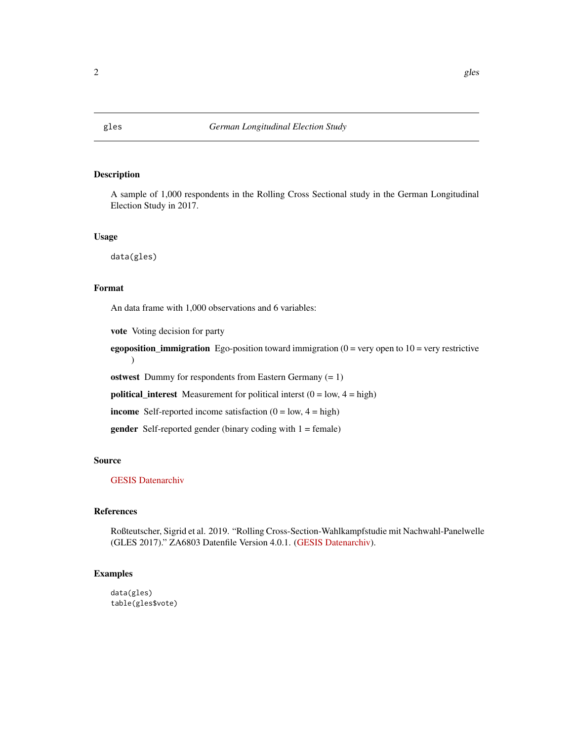# gles — *German Longitudinal Election Study*

## Description

A sample of 1,000 respondents in the Rolling Cross Sectional study in the German Longitudinal Election Study in 2017.

## Usage

```
data(gles)
```

## Format

An data frame with 1,000 observations and 6 variables:

- **vote** Voting decision for party
- **egoposition_immigration** Ego-position toward immigration (0 = very open to 10 = very restrictive )
- **ostwest** Dummy for respondents from Eastern Germany (= 1)
- **political_interest** Measurement for political interst (0 = low, 4 = high)
- **income** Self-reported income satisfaction (0 = low, 4 = high)
- **gender** Self-reported gender (binary coding with 1 = female)

## Source

GESIS Datenarchiv

## References

Roßteutscher, Sigrid et al. 2019. "Rolling Cross-Section-Wahlkampfstudie mit Nachwahl-Panelwelle (GLES 2017)." ZA6803 Datenfile Version 4.0.1. (GESIS Datenarchiv).

## Examples

```
data(gles)
table(gles$vote)
```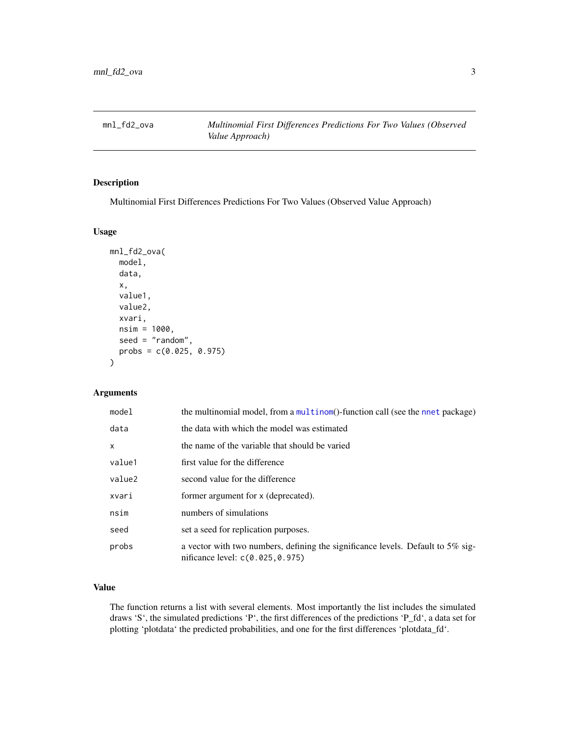## mnl_fd2_ova — *Multinomial First Differences Predictions For Two Values (Observed Value Approach)*

### Description

Multinomial First Differences Predictions For Two Values (Observed Value Approach)

### Usage

```
mnl_fd2_ova(
  model,
  data,
  x,
  value1,
  value2,
  xvari,
  nsim = 1000,
  seed = "random",
  probs = c(0.025, 0.975)
)
```

### Arguments

| | |
|---|---|
| model | the multinomial model, from a multinom()-function call (see the nnet package) |
| data | the data with which the model was estimated |
| x | the name of the variable that should be varied |
| value1 | first value for the difference |
| value2 | second value for the difference |
| xvari | former argument for x (deprecated). |
| nsim | numbers of simulations |
| seed | set a seed for replication purposes. |
| probs | a vector with two numbers, defining the significance levels. Default to 5% significance level: c(0.025,0.975) |

### Value

The function returns a list with several elements. Most importantly the list includes the simulated draws 'S', the simulated predictions 'P', the first differences of the predictions 'P_fd', a data set for plotting 'plotdata' the predicted probabilities, and one for the first differences 'plotdata_fd'.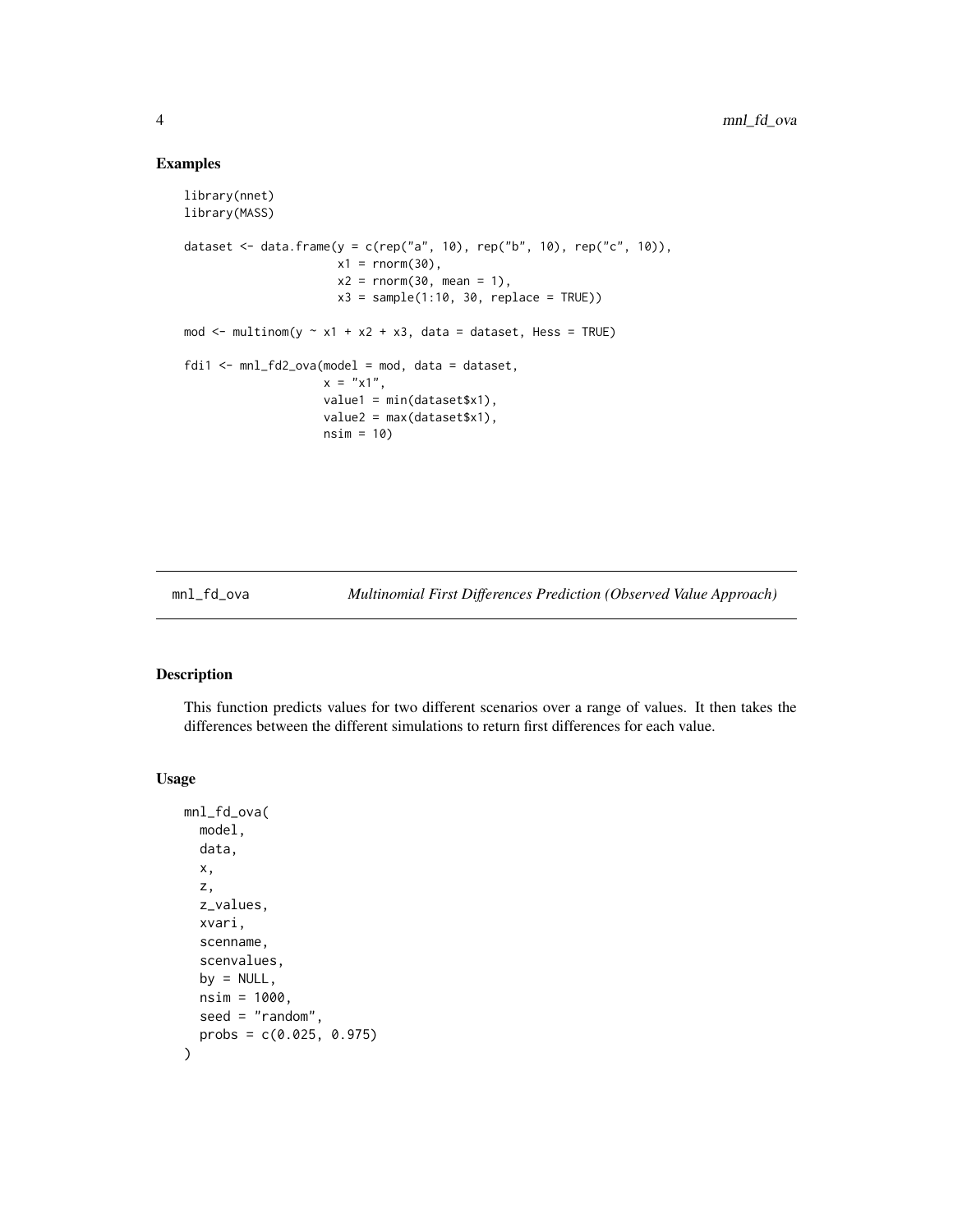## Examples

```
library(nnet)
library(MASS)

dataset <- data.frame(y = c(rep("a", 10), rep("b", 10), rep("c", 10)),
                      x1 = rnorm(30),
                      x2 = rnorm(30, mean = 1),
                      x3 = sample(1:10, 30, replace = TRUE))

mod <- multinom(y ~ x1 + x2 + x3, data = dataset, Hess = TRUE)

fdi1 <- mnl_fd2_ova(model = mod, data = dataset,
                    x = "x1",
                    value1 = min(dataset$x1),
                    value2 = max(dataset$x1),
                    nsim = 10)
```

# mnl_fd_ova — *Multinomial First Differences Prediction (Observed Value Approach)*

## Description

This function predicts values for two different scenarios over a range of values. It then takes the differences between the different simulations to return first differences for each value.

## Usage

```
mnl_fd_ova(
  model,
  data,
  x,
  z,
  z_values,
  xvari,
  scenname,
  scenvalues,
  by = NULL,
  nsim = 1000,
  seed = "random",
  probs = c(0.025, 0.975)
)
```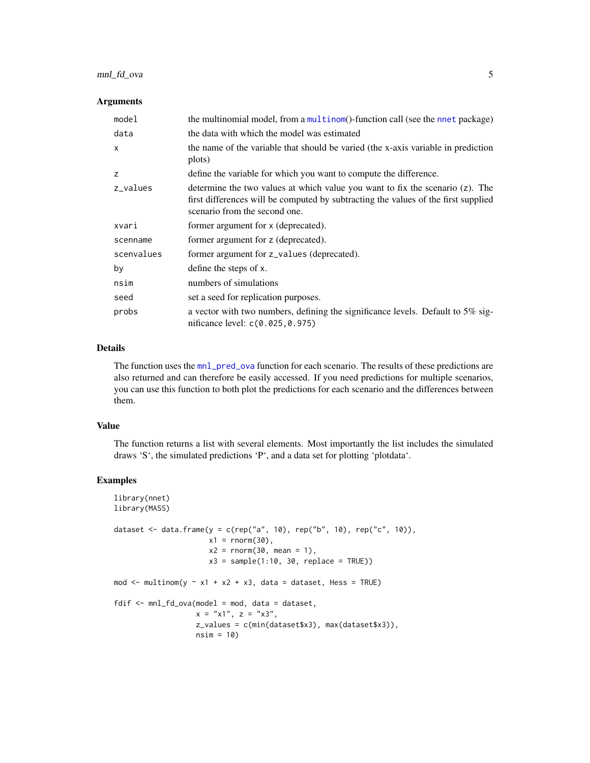### Arguments

| Argument | Description |
|---|---|
| model | the multinomial model, from a multinom()-function call (see the nnet package) |
| data | the data with which the model was estimated |
| x | the name of the variable that should be varied (the x-axis variable in prediction plots) |
| z | define the variable for which you want to compute the difference. |
| z_values | determine the two values at which value you want to fix the scenario (z). The first differences will be computed by subtracting the values of the first supplied scenario from the second one. |
| xvari | former argument for x (deprecated). |
| scenname | former argument for z (deprecated). |
| scenvalues | former argument for z_values (deprecated). |
| by | define the steps of x. |
| nsim | numbers of simulations |
| seed | set a seed for replication purposes. |
| probs | a vector with two numbers, defining the significance levels. Default to 5% significance level: c(0.025,0.975) |

### Details

The function uses the mnl_pred_ova function for each scenario. The results of these predictions are also returned and can therefore be easily accessed. If you need predictions for multiple scenarios, you can use this function to both plot the predictions for each scenario and the differences between them.

### Value

The function returns a list with several elements. Most importantly the list includes the simulated draws 'S', the simulated predictions 'P', and a data set for plotting 'plotdata'.

### Examples

```
library(nnet)
library(MASS)

dataset <- data.frame(y = c(rep("a", 10), rep("b", 10), rep("c", 10)),
                      x1 = rnorm(30),
                      x2 = rnorm(30, mean = 1),
                      x3 = sample(1:10, 30, replace = TRUE))

mod <- multinom(y ~ x1 + x2 + x3, data = dataset, Hess = TRUE)

fdif <- mnl_fd_ova(model = mod, data = dataset,
                   x = "x1", z = "x3",
                   z_values = c(min(dataset$x3), max(dataset$x3)),
                   nsim = 10)
```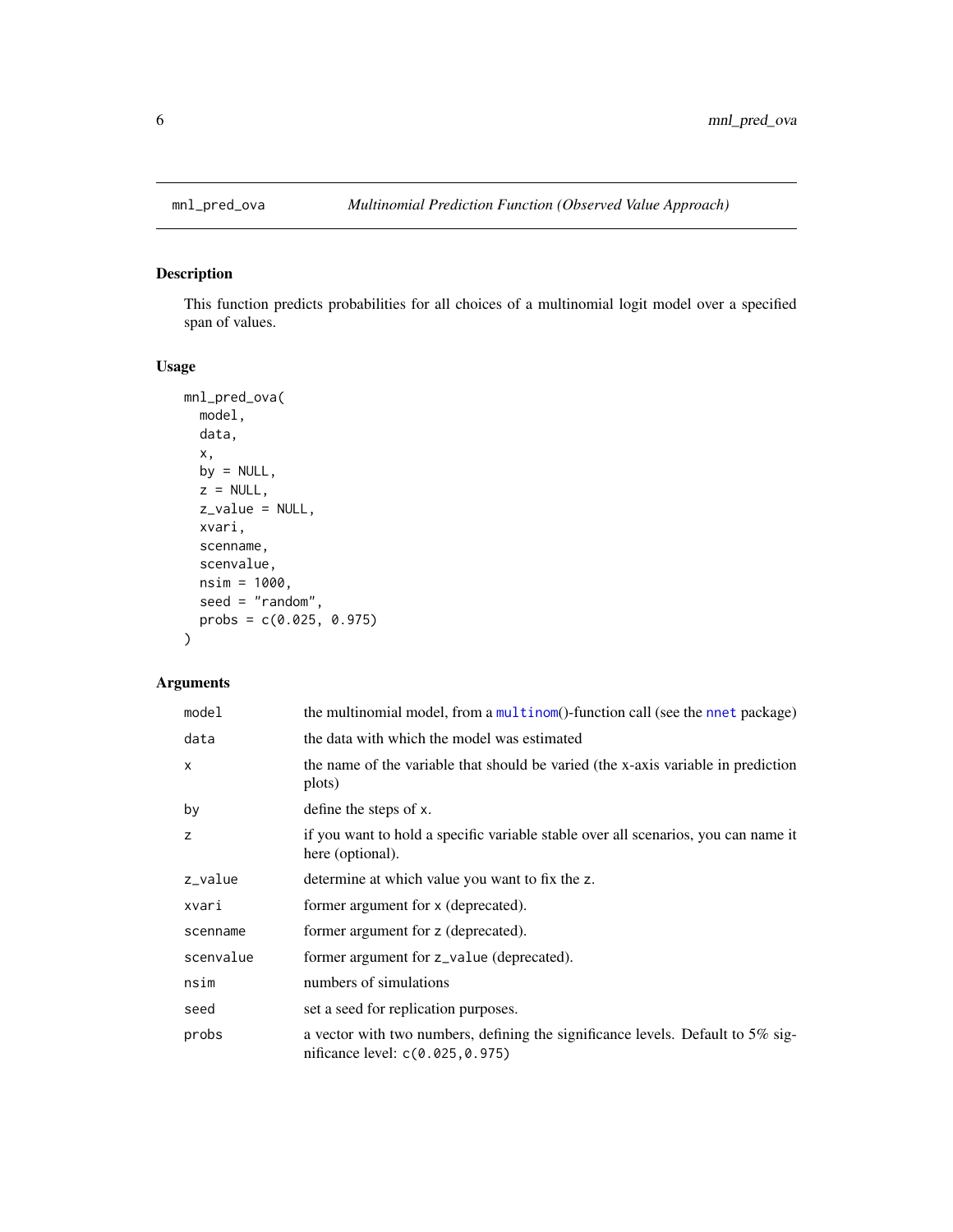mnl_pred_ova *Multinomial Prediction Function (Observed Value Approach)*

## Description

This function predicts probabilities for all choices of a multinomial logit model over a specified span of values.

## Usage

```
mnl_pred_ova(
  model,
  data,
  x,
  by = NULL,
  z = NULL,
  z_value = NULL,
  xvari,
  scenname,
  scenvalue,
  nsim = 1000,
  seed = "random",
  probs = c(0.025, 0.975)
)
```

## Arguments

| | |
|---|---|
| `model` | the multinomial model, from a `multinom`()-function call (see the `nnet` package) |
| `data` | the data with which the model was estimated |
| `x` | the name of the variable that should be varied (the x-axis variable in prediction plots) |
| `by` | define the steps of `x`. |
| `z` | if you want to hold a specific variable stable over all scenarios, you can name it here (optional). |
| `z_value` | determine at which value you want to fix the `z`. |
| `xvari` | former argument for `x` (deprecated). |
| `scenname` | former argument for `z` (deprecated). |
| `scenvalue` | former argument for `z_value` (deprecated). |
| `nsim` | numbers of simulations |
| `seed` | set a seed for replication purposes. |
| `probs` | a vector with two numbers, defining the significance levels. Default to 5% significance level: `c(0.025,0.975)` |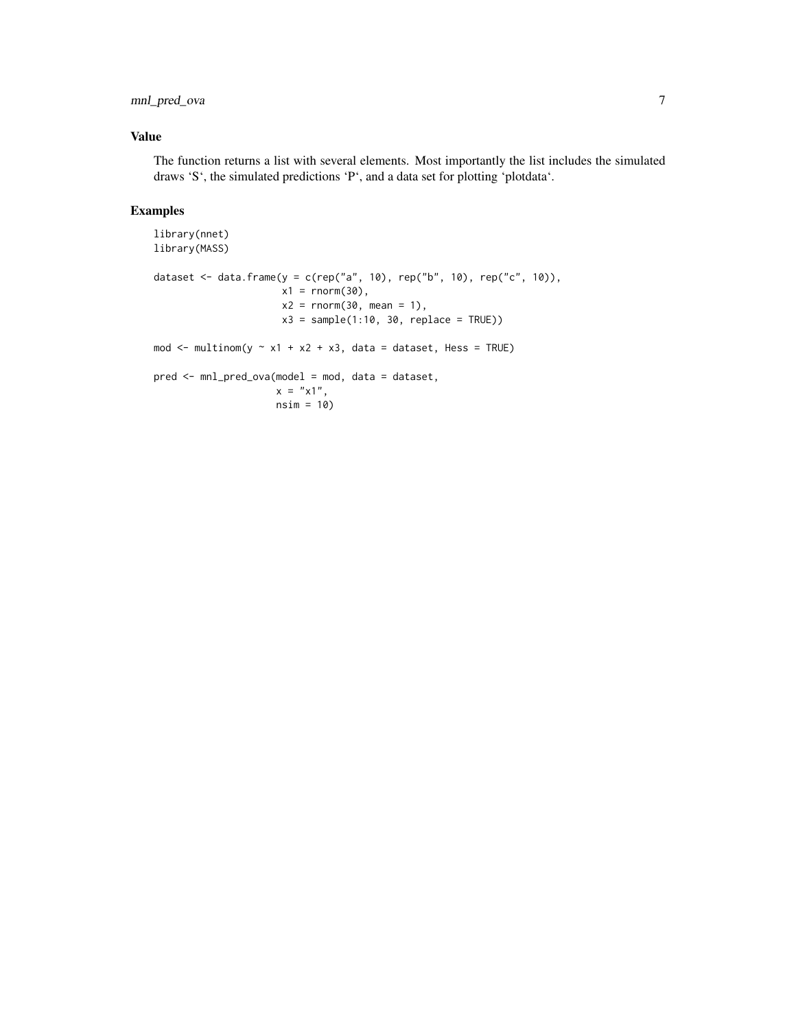## Value

The function returns a list with several elements. Most importantly the list includes the simulated draws 'S', the simulated predictions 'P', and a data set for plotting 'plotdata'.

## Examples

```
library(nnet)
library(MASS)

dataset <- data.frame(y = c(rep("a", 10), rep("b", 10), rep("c", 10)),
                      x1 = rnorm(30),
                      x2 = rnorm(30, mean = 1),
                      x3 = sample(1:10, 30, replace = TRUE))

mod <- multinom(y ~ x1 + x2 + x3, data = dataset, Hess = TRUE)

pred <- mnl_pred_ova(model = mod, data = dataset,
                     x = "x1",
                     nsim = 10)
```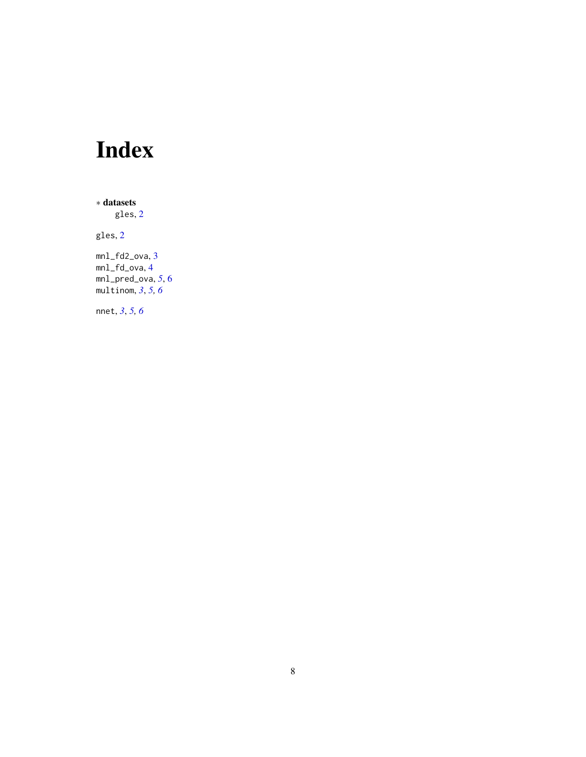# Index

∗ **datasets**
    gles, 2

gles, 2

mnl_fd2_ova, 3
mnl_fd_ova, 4
mnl_pred_ova, *5*, 6
multinom, *3*, *5, 6*

nnet, *3*, *5, 6*